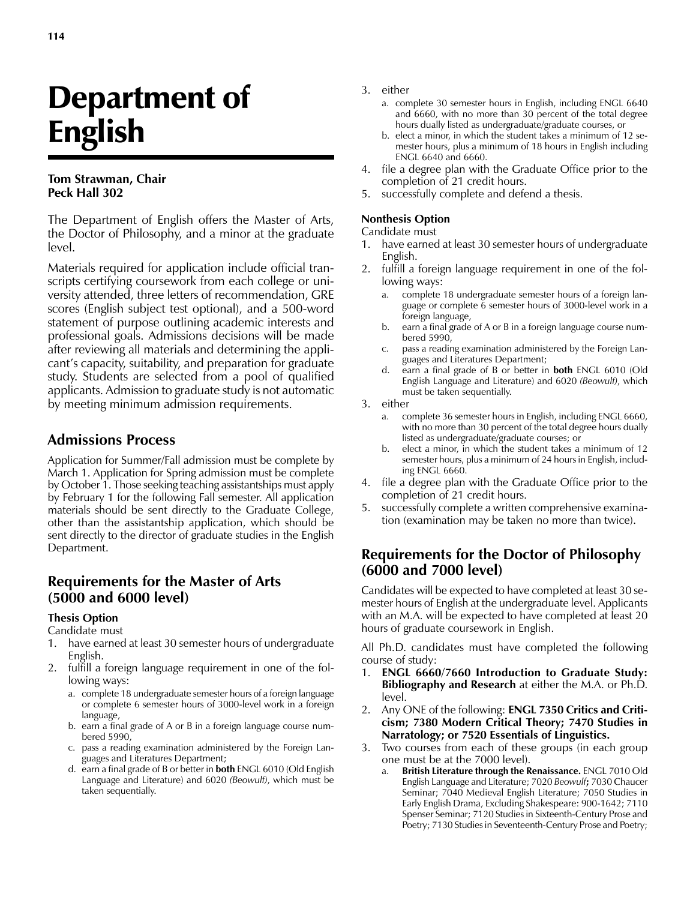// Department of English

# Department of English

**Tom Strawman, Chair**
**Peck Hall 302**

The Department of English offers the Master of Arts, the Doctor of Philosophy, and a minor at the graduate level.

Materials required for application include official transcripts certifying coursework from each college or university attended, three letters of recommendation, GRE scores (English subject test optional), and a 500-word statement of purpose outlining academic interests and professional goals. Admissions decisions will be made after reviewing all materials and determining the applicant's capacity, suitability, and preparation for graduate study. Students are selected from a pool of qualified applicants. Admission to graduate study is not automatic by meeting minimum admission requirements.

## Admissions Process

Application for Summer/Fall admission must be complete by March 1. Application for Spring admission must be complete by October 1. Those seeking teaching assistantships must apply by February 1 for the following Fall semester. All application materials should be sent directly to the Graduate College, other than the assistantship application, which should be sent directly to the director of graduate studies in the English Department.

## Requirements for the Master of Arts (5000 and 6000 level)

### Thesis Option

Candidate must

1. have earned at least 30 semester hours of undergraduate English.
2. fulfill a foreign language requirement in one of the following ways:
   a. complete 18 undergraduate semester hours of a foreign language or complete 6 semester hours of 3000-level work in a foreign language,
   b. earn a final grade of A or B in a foreign language course numbered 5990,
   c. pass a reading examination administered by the Foreign Languages and Literatures Department;
   d. earn a final grade of B or better in **both** ENGL 6010 (Old English Language and Literature) and 6020 *(Beowulf)*, which must be taken sequentially.
3. either
   a. complete 30 semester hours in English, including ENGL 6640 and 6660, with no more than 30 percent of the total degree hours dually listed as undergraduate/graduate courses, or
   b. elect a minor, in which the student takes a minimum of 12 semester hours, plus a minimum of 18 hours in English including ENGL 6640 and 6660.
4. file a degree plan with the Graduate Office prior to the completion of 21 credit hours.
5. successfully complete and defend a thesis.

### Nonthesis Option

Candidate must

1. have earned at least 30 semester hours of undergraduate English.
2. fulfill a foreign language requirement in one of the following ways:
   a. complete 18 undergraduate semester hours of a foreign language or complete 6 semester hours of 3000-level work in a foreign language,
   b. earn a final grade of A or B in a foreign language course numbered 5990,
   c. pass a reading examination administered by the Foreign Languages and Literatures Department;
   d. earn a final grade of B or better in **both** ENGL 6010 (Old English Language and Literature) and 6020 *(Beowulf)*, which must be taken sequentially.
3. either
   a. complete 36 semester hours in English, including ENGL 6660, with no more than 30 percent of the total degree hours dually listed as undergraduate/graduate courses; or
   b. elect a minor, in which the student takes a minimum of 12 semester hours, plus a minimum of 24 hours in English, including ENGL 6660.
4. file a degree plan with the Graduate Office prior to the completion of 21 credit hours.
5. successfully complete a written comprehensive examination (examination may be taken no more than twice).

## Requirements for the Doctor of Philosophy (6000 and 7000 level)

Candidates will be expected to have completed at least 30 semester hours of English at the undergraduate level. Applicants with an M.A. will be expected to have completed at least 20 hours of graduate coursework in English.

All Ph.D. candidates must have completed the following course of study:

1. **ENGL 6660/7660 Introduction to Graduate Study: Bibliography and Research** at either the M.A. or Ph.D. level.
2. Any ONE of the following: **ENGL 7350 Critics and Criticism; 7380 Modern Critical Theory; 7470 Studies in Narratology; or 7520 Essentials of Linguistics.**
3. Two courses from each of these groups (in each group one must be at the 7000 level).
   a. **British Literature through the Renaissance.** ENGL 7010 Old English Language and Literature; 7020 *Beowulf*; 7030 Chaucer Seminar; 7040 Medieval English Literature; 7050 Studies in Early English Drama, Excluding Shakespeare: 900-1642; 7110 Spenser Seminar; 7120 Studies in Sixteenth-Century Prose and Poetry; 7130 Studies in Seventeenth-Century Prose and Poetry;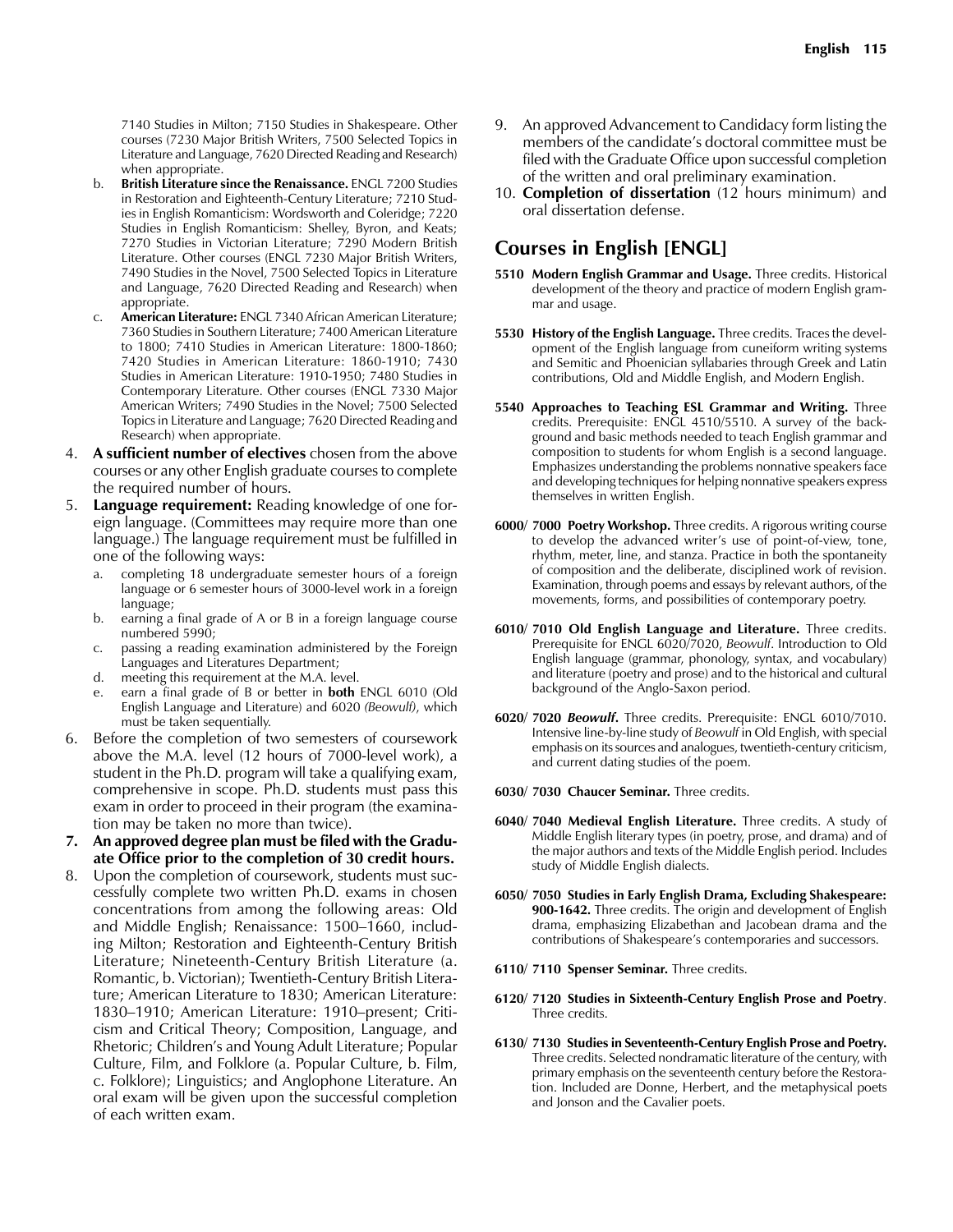7140 Studies in Milton; 7150 Studies in Shakespeare. Other courses (7230 Major British Writers, 7500 Selected Topics in Literature and Language, 7620 Directed Reading and Research) when appropriate.

   b. **British Literature since the Renaissance.** ENGL 7200 Studies in Restoration and Eighteenth-Century Literature; 7210 Studies in English Romanticism: Wordsworth and Coleridge; 7220 Studies in English Romanticism: Shelley, Byron, and Keats; 7270 Studies in Victorian Literature; 7290 Modern British Literature. Other courses (ENGL 7230 Major British Writers, 7490 Studies in the Novel, 7500 Selected Topics in Literature and Language, 7620 Directed Reading and Research) when appropriate.

   c. **American Literature:** ENGL 7340 African American Literature; 7360 Studies in Southern Literature; 7400 American Literature to 1800; 7410 Studies in American Literature: 1800-1860; 7420 Studies in American Literature: 1860-1910; 7430 Studies in American Literature: 1910-1950; 7480 Studies in Contemporary Literature. Other courses (ENGL 7330 Major American Writers; 7490 Studies in the Novel; 7500 Selected Topics in Literature and Language; 7620 Directed Reading and Research) when appropriate.

4. **A sufficient number of electives** chosen from the above courses or any other English graduate courses to complete the required number of hours.
5. **Language requirement:** Reading knowledge of one foreign language. (Committees may require more than one language.) The language requirement must be fulfilled in one of the following ways:
   a. completing 18 undergraduate semester hours of a foreign language or 6 semester hours of 3000-level work in a foreign language;
   b. earning a final grade of A or B in a foreign language course numbered 5990;
   c. passing a reading examination administered by the Foreign Languages and Literatures Department;
   d. meeting this requirement at the M.A. level.
   e. earn a final grade of B or better in **both** ENGL 6010 (Old English Language and Literature) and 6020 *(Beowulf)*, which must be taken sequentially.
6. Before the completion of two semesters of coursework above the M.A. level (12 hours of 7000-level work), a student in the Ph.D. program will take a qualifying exam, comprehensive in scope. Ph.D. students must pass this exam in order to proceed in their program (the examination may be taken no more than twice).
7. **An approved degree plan must be filed with the Graduate Office prior to the completion of 30 credit hours.**
8. Upon the completion of coursework, students must successfully complete two written Ph.D. exams in chosen concentrations from among the following areas: Old and Middle English; Renaissance: 1500–1660, including Milton; Restoration and Eighteenth-Century British Literature; Nineteenth-Century British Literature (a. Romantic, b. Victorian); Twentieth-Century British Literature; American Literature to 1830; American Literature: 1830–1910; American Literature: 1910–present; Criticism and Critical Theory; Composition, Language, and Rhetoric; Children's and Young Adult Literature; Popular Culture, Film, and Folklore (a. Popular Culture, b. Film, c. Folklore); Linguistics; and Anglophone Literature. An oral exam will be given upon the successful completion of each written exam.
9. An approved Advancement to Candidacy form listing the members of the candidate's doctoral committee must be filed with the Graduate Office upon successful completion of the written and oral preliminary examination.
10. **Completion of dissertation** (12 hours minimum) and oral dissertation defense.

## Courses in English [ENGL]

**5510 Modern English Grammar and Usage.** Three credits. Historical development of the theory and practice of modern English grammar and usage.

**5530 History of the English Language.** Three credits. Traces the development of the English language from cuneiform writing systems and Semitic and Phoenician syllabaries through Greek and Latin contributions, Old and Middle English, and Modern English.

**5540 Approaches to Teaching ESL Grammar and Writing.** Three credits. Prerequisite: ENGL 4510/5510. A survey of the background and basic methods needed to teach English grammar and composition to students for whom English is a second language. Emphasizes understanding the problems nonnative speakers face and developing techniques for helping nonnative speakers express themselves in written English.

**6000/ 7000 Poetry Workshop.** Three credits. A rigorous writing course to develop the advanced writer's use of point-of-view, tone, rhythm, meter, line, and stanza. Practice in both the spontaneity of composition and the deliberate, disciplined work of revision. Examination, through poems and essays by relevant authors, of the movements, forms, and possibilities of contemporary poetry.

**6010/ 7010 Old English Language and Literature.** Three credits. Prerequisite for ENGL 6020/7020, *Beowulf*. Introduction to Old English language (grammar, phonology, syntax, and vocabulary) and literature (poetry and prose) and to the historical and cultural background of the Anglo-Saxon period.

**6020/ 7020 *Beowulf*.** Three credits. Prerequisite: ENGL 6010/7010. Intensive line-by-line study of *Beowulf* in Old English, with special emphasis on its sources and analogues, twentieth-century criticism, and current dating studies of the poem.

**6030/ 7030 Chaucer Seminar.** Three credits.

**6040/ 7040 Medieval English Literature.** Three credits. A study of Middle English literary types (in poetry, prose, and drama) and of the major authors and texts of the Middle English period. Includes study of Middle English dialects.

**6050/ 7050 Studies in Early English Drama, Excluding Shakespeare: 900-1642.** Three credits. The origin and development of English drama, emphasizing Elizabethan and Jacobean drama and the contributions of Shakespeare's contemporaries and successors.

**6110/ 7110 Spenser Seminar.** Three credits.

**6120/ 7120 Studies in Sixteenth-Century English Prose and Poetry**. Three credits.

**6130/ 7130 Studies in Seventeenth-Century English Prose and Poetry.** Three credits. Selected nondramatic literature of the century, with primary emphasis on the seventeenth century before the Restoration. Included are Donne, Herbert, and the metaphysical poets and Jonson and the Cavalier poets.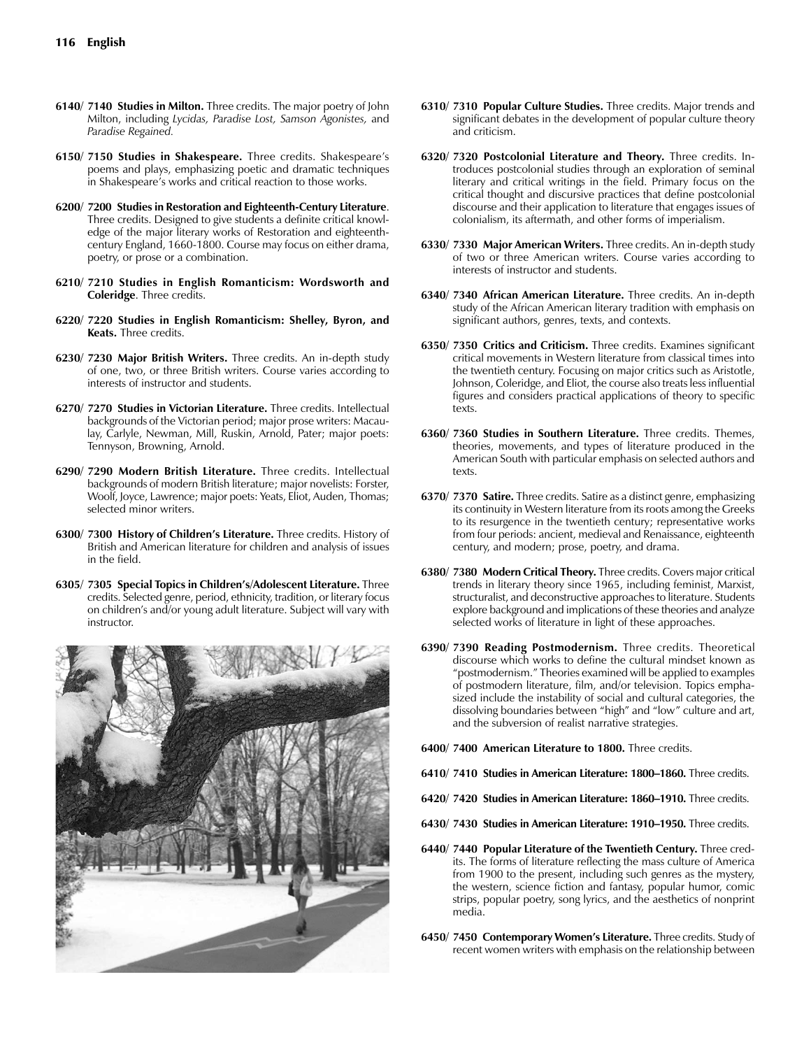**6140/ 7140 Studies in Milton.** Three credits. The major poetry of John Milton, including *Lycidas, Paradise Lost, Samson Agonistes,* and *Paradise Regained.*

**6150/ 7150 Studies in Shakespeare.** Three credits. Shakespeare's poems and plays, emphasizing poetic and dramatic techniques in Shakespeare's works and critical reaction to those works.

**6200/ 7200 Studies in Restoration and Eighteenth-Century Literature**. Three credits. Designed to give students a definite critical knowledge of the major literary works of Restoration and eighteenth-century England, 1660-1800. Course may focus on either drama, poetry, or prose or a combination.

**6210/ 7210 Studies in English Romanticism: Wordsworth and Coleridge**. Three credits.

**6220/ 7220 Studies in English Romanticism: Shelley, Byron, and Keats.** Three credits.

**6230/ 7230 Major British Writers.** Three credits. An in-depth study of one, two, or three British writers. Course varies according to interests of instructor and students.

**6270/ 7270 Studies in Victorian Literature.** Three credits. Intellectual backgrounds of the Victorian period; major prose writers: Macaulay, Carlyle, Newman, Mill, Ruskin, Arnold, Pater; major poets: Tennyson, Browning, Arnold.

**6290/ 7290 Modern British Literature.** Three credits. Intellectual backgrounds of modern British literature; major novelists: Forster, Woolf, Joyce, Lawrence; major poets: Yeats, Eliot, Auden, Thomas; selected minor writers.

**6300/ 7300 History of Children's Literature.** Three credits. History of British and American literature for children and analysis of issues in the field.

**6305/ 7305 Special Topics in Children's/Adolescent Literature.** Three credits. Selected genre, period, ethnicity, tradition, or literary focus on children's and/or young adult literature. Subject will vary with instructor.

**6310/ 7310 Popular Culture Studies.** Three credits. Major trends and significant debates in the development of popular culture theory and criticism.

**6320/ 7320 Postcolonial Literature and Theory.** Three credits. Introduces postcolonial studies through an exploration of seminal literary and critical writings in the field. Primary focus on the critical thought and discursive practices that define postcolonial discourse and their application to literature that engages issues of colonialism, its aftermath, and other forms of imperialism.

**6330/ 7330 Major American Writers.** Three credits. An in-depth study of two or three American writers. Course varies according to interests of instructor and students.

**6340/ 7340 African American Literature.** Three credits. An in-depth study of the African American literary tradition with emphasis on significant authors, genres, texts, and contexts.

**6350/ 7350 Critics and Criticism.** Three credits. Examines significant critical movements in Western literature from classical times into the twentieth century. Focusing on major critics such as Aristotle, Johnson, Coleridge, and Eliot, the course also treats less influential figures and considers practical applications of theory to specific texts.

**6360/ 7360 Studies in Southern Literature.** Three credits. Themes, theories, movements, and types of literature produced in the American South with particular emphasis on selected authors and texts.

**6370/ 7370 Satire.** Three credits. Satire as a distinct genre, emphasizing its continuity in Western literature from its roots among the Greeks to its resurgence in the twentieth century; representative works from four periods: ancient, medieval and Renaissance, eighteenth century, and modern; prose, poetry, and drama.

**6380/ 7380 Modern Critical Theory.** Three credits. Covers major critical trends in literary theory since 1965, including feminist, Marxist, structuralist, and deconstructive approaches to literature. Students explore background and implications of these theories and analyze selected works of literature in light of these approaches.

**6390/ 7390 Reading Postmodernism.** Three credits. Theoretical discourse which works to define the cultural mindset known as "postmodernism." Theories examined will be applied to examples of postmodern literature, film, and/or television. Topics emphasized include the instability of social and cultural categories, the dissolving boundaries between "high" and "low" culture and art, and the subversion of realist narrative strategies.

**6400/ 7400 American Literature to 1800.** Three credits.

**6410/ 7410 Studies in American Literature: 1800–1860.** Three credits.

**6420/ 7420 Studies in American Literature: 1860–1910.** Three credits.

**6430/ 7430 Studies in American Literature: 1910–1950.** Three credits.

**6440/ 7440 Popular Literature of the Twentieth Century.** Three credits. The forms of literature reflecting the mass culture of America from 1900 to the present, including such genres as the mystery, the western, science fiction and fantasy, popular humor, comic strips, popular poetry, song lyrics, and the aesthetics of nonprint media.

**6450/ 7450 Contemporary Women's Literature.** Three credits. Study of recent women writers with emphasis on the relationship between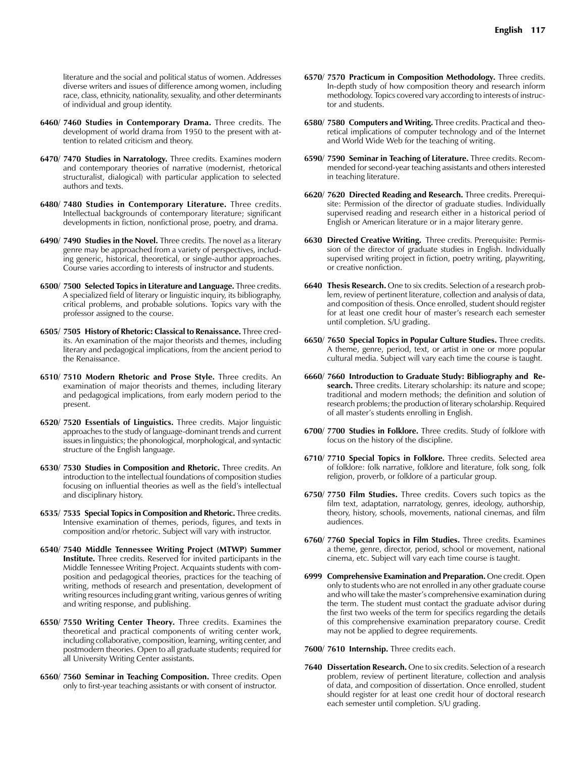literature and the social and political status of women. Addresses diverse writers and issues of difference among women, including race, class, ethnicity, nationality, sexuality, and other determinants of individual and group identity.

**6460/ 7460 Studies in Contemporary Drama.** Three credits. The development of world drama from 1950 to the present with attention to related criticism and theory.

**6470/ 7470 Studies in Narratology.** Three credits. Examines modern and contemporary theories of narrative (modernist, rhetorical structuralist, dialogical) with particular application to selected authors and texts.

**6480/ 7480 Studies in Contemporary Literature.** Three credits. Intellectual backgrounds of contemporary literature; significant developments in fiction, nonfictional prose, poetry, and drama.

**6490/ 7490 Studies in the Novel.** Three credits. The novel as a literary genre may be approached from a variety of perspectives, including generic, historical, theoretical, or single-author approaches. Course varies according to interests of instructor and students.

**6500/ 7500 Selected Topics in Literature and Language.** Three credits. A specialized field of literary or linguistic inquiry, its bibliography, critical problems, and probable solutions. Topics vary with the professor assigned to the course.

**6505/ 7505 History of Rhetoric: Classical to Renaissance.** Three credits. An examination of the major theorists and themes, including literary and pedagogical implications, from the ancient period to the Renaissance.

**6510/ 7510 Modern Rhetoric and Prose Style.** Three credits. An examination of major theorists and themes, including literary and pedagogical implications, from early modern period to the present.

**6520/ 7520 Essentials of Linguistics.** Three credits. Major linguistic approaches to the study of language-dominant trends and current issues in linguistics; the phonological, morphological, and syntactic structure of the English language.

**6530/ 7530 Studies in Composition and Rhetoric.** Three credits. An introduction to the intellectual foundations of composition studies focusing on influential theories as well as the field's intellectual and disciplinary history.

**6535/ 7535 Special Topics in Composition and Rhetoric.** Three credits. Intensive examination of themes, periods, figures, and texts in composition and/or rhetoric. Subject will vary with instructor.

**6540/ 7540 Middle Tennessee Writing Project (MTWP) Summer Institute.** Three credits. Reserved for invited participants in the Middle Tennessee Writing Project. Acquaints students with composition and pedagogical theories, practices for the teaching of writing, methods of research and presentation, development of writing resources including grant writing, various genres of writing and writing response, and publishing.

**6550/ 7550 Writing Center Theory.** Three credits. Examines the theoretical and practical components of writing center work, including collaborative, composition, learning, writing center, and postmodern theories. Open to all graduate students; required for all University Writing Center assistants.

**6560/ 7560 Seminar in Teaching Composition.** Three credits. Open only to first-year teaching assistants or with consent of instructor.

**6570/ 7570 Practicum in Composition Methodology.** Three credits. In-depth study of how composition theory and research inform methodology. Topics covered vary according to interests of instructor and students.

**6580/ 7580 Computers and Writing.** Three credits. Practical and theoretical implications of computer technology and of the Internet and World Wide Web for the teaching of writing.

**6590/ 7590 Seminar in Teaching of Literature.** Three credits. Recommended for second-year teaching assistants and others interested in teaching literature.

**6620/ 7620 Directed Reading and Research.** Three credits. Prerequisite: Permission of the director of graduate studies. Individually supervised reading and research either in a historical period of English or American literature or in a major literary genre.

**6630 Directed Creative Writing.** Three credits. Prerequisite: Permission of the director of graduate studies in English. Individually supervised writing project in fiction, poetry writing, playwriting, or creative nonfiction.

**6640 Thesis Research.** One to six credits. Selection of a research problem, review of pertinent literature, collection and analysis of data, and composition of thesis. Once enrolled, student should register for at least one credit hour of master's research each semester until completion. S/U grading.

**6650/ 7650 Special Topics in Popular Culture Studies.** Three credits. A theme, genre, period, text, or artist in one or more popular cultural media. Subject will vary each time the course is taught.

**6660/ 7660 Introduction to Graduate Study: Bibliography and Research.** Three credits. Literary scholarship: its nature and scope; traditional and modern methods; the definition and solution of research problems; the production of literary scholarship. Required of all master's students enrolling in English.

**6700/ 7700 Studies in Folklore.** Three credits. Study of folklore with focus on the history of the discipline.

**6710/ 7710 Special Topics in Folklore.** Three credits. Selected area of folklore: folk narrative, folklore and literature, folk song, folk religion, proverb, or folklore of a particular group.

**6750/ 7750 Film Studies.** Three credits. Covers such topics as the film text, adaptation, narratology, genres, ideology, authorship, theory, history, schools, movements, national cinemas, and film audiences.

**6760/ 7760 Special Topics in Film Studies.** Three credits. Examines a theme, genre, director, period, school or movement, national cinema, etc. Subject will vary each time course is taught.

**6999 Comprehensive Examination and Preparation.** One credit. Open only to students who are not enrolled in any other graduate course and who will take the master's comprehensive examination during the term. The student must contact the graduate advisor during the first two weeks of the term for specifics regarding the details of this comprehensive examination preparatory course. Credit may not be applied to degree requirements.

**7600/ 7610 Internship.** Three credits each.

**7640 Dissertation Research.** One to six credits. Selection of a research problem, review of pertinent literature, collection and analysis of data, and composition of dissertation. Once enrolled, student should register for at least one credit hour of doctoral research each semester until completion. S/U grading.